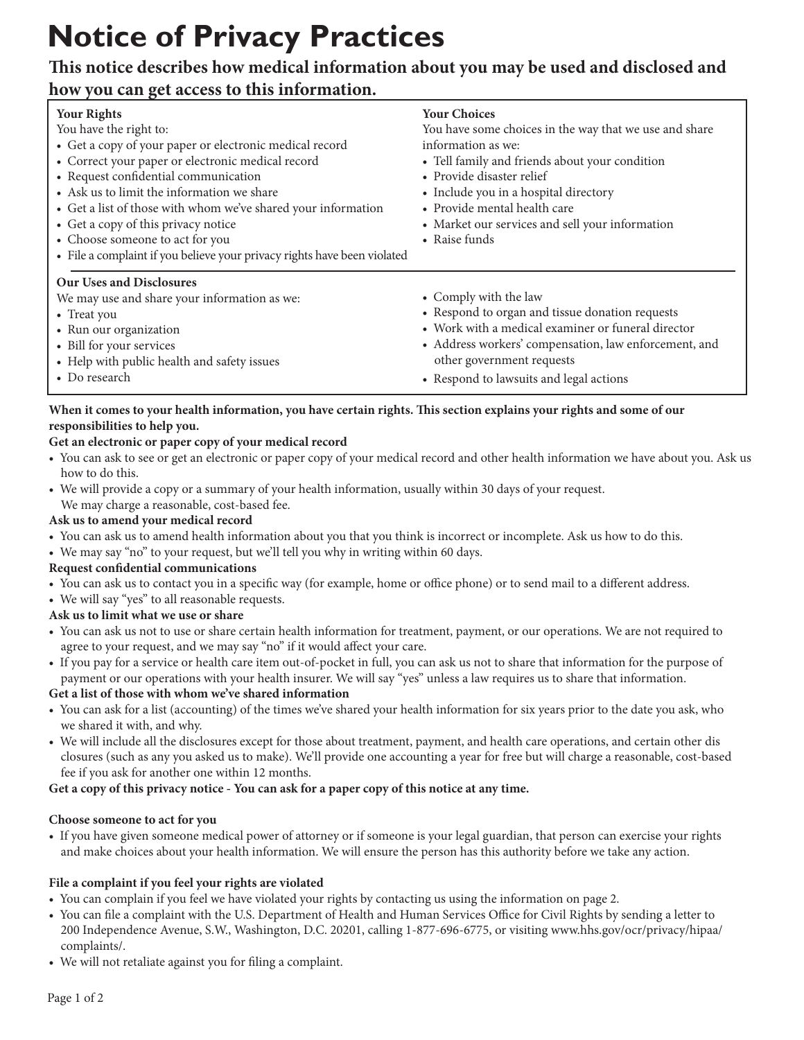# Notice of Privacy Practices

## This notice describes how medical information about you may be used and disclosed and how you can get access to this information.

**Your Rights**

You have the right to:

- Get a copy of your paper or electronic medical record
- Correct your paper or electronic medical record
- Request confidential communication
- Ask us to limit the information we share
- Get a list of those with whom we've shared your information
- Get a copy of this privacy notice
- Choose someone to act for you
- File a complaint if you believe your privacy rights have been violated

**Your Choices**

You have some choices in the way that we use and share information as we:

- Tell family and friends about your condition
- Provide disaster relief
- Include you in a hospital directory
- Provide mental health care
- Market our services and sell your information
- Raise funds

**Our Uses and Disclosures**

We may use and share your information as we:

- Treat you
- Run our organization
- Bill for your services
- Help with public health and safety issues
- Do research
- Comply with the law
- Respond to organ and tissue donation requests
- Work with a medical examiner or funeral director
- Address workers' compensation, law enforcement, and other government requests
- Respond to lawsuits and legal actions

**When it comes to your health information, you have certain rights. This section explains your rights and some of our responsibilities to help you.**

**Get an electronic or paper copy of your medical record**

- You can ask to see or get an electronic or paper copy of your medical record and other health information we have about you. Ask us how to do this.
- We will provide a copy or a summary of your health information, usually within 30 days of your request. We may charge a reasonable, cost-based fee.

**Ask us to amend your medical record**

- You can ask us to amend health information about you that you think is incorrect or incomplete. Ask us how to do this.
- We may say "no" to your request, but we'll tell you why in writing within 60 days.

**Request confidential communications**

- You can ask us to contact you in a specific way (for example, home or office phone) or to send mail to a different address.
- We will say "yes" to all reasonable requests.

**Ask us to limit what we use or share**

- You can ask us not to use or share certain health information for treatment, payment, or our operations. We are not required to agree to your request, and we may say "no" if it would affect your care.
- If you pay for a service or health care item out-of-pocket in full, you can ask us not to share that information for the purpose of payment or our operations with your health insurer. We will say "yes" unless a law requires us to share that information.

**Get a list of those with whom we've shared information**

- You can ask for a list (accounting) of the times we've shared your health information for six years prior to the date you ask, who we shared it with, and why.
- We will include all the disclosures except for those about treatment, payment, and health care operations, and certain other dis closures (such as any you asked us to make). We'll provide one accounting a year for free but will charge a reasonable, cost-based fee if you ask for another one within 12 months.

**Get a copy of this privacy notice - You can ask for a paper copy of this notice at any time.**

**Choose someone to act for you**

- If you have given someone medical power of attorney or if someone is your legal guardian, that person can exercise your rights and make choices about your health information. We will ensure the person has this authority before we take any action.

**File a complaint if you feel your rights are violated**

- You can complain if you feel we have violated your rights by contacting us using the information on page 2.
- You can file a complaint with the U.S. Department of Health and Human Services Office for Civil Rights by sending a letter to 200 Independence Avenue, S.W., Washington, D.C. 20201, calling 1-877-696-6775, or visiting www.hhs.gov/ocr/privacy/hipaa/complaints/.
- We will not retaliate against you for filing a complaint.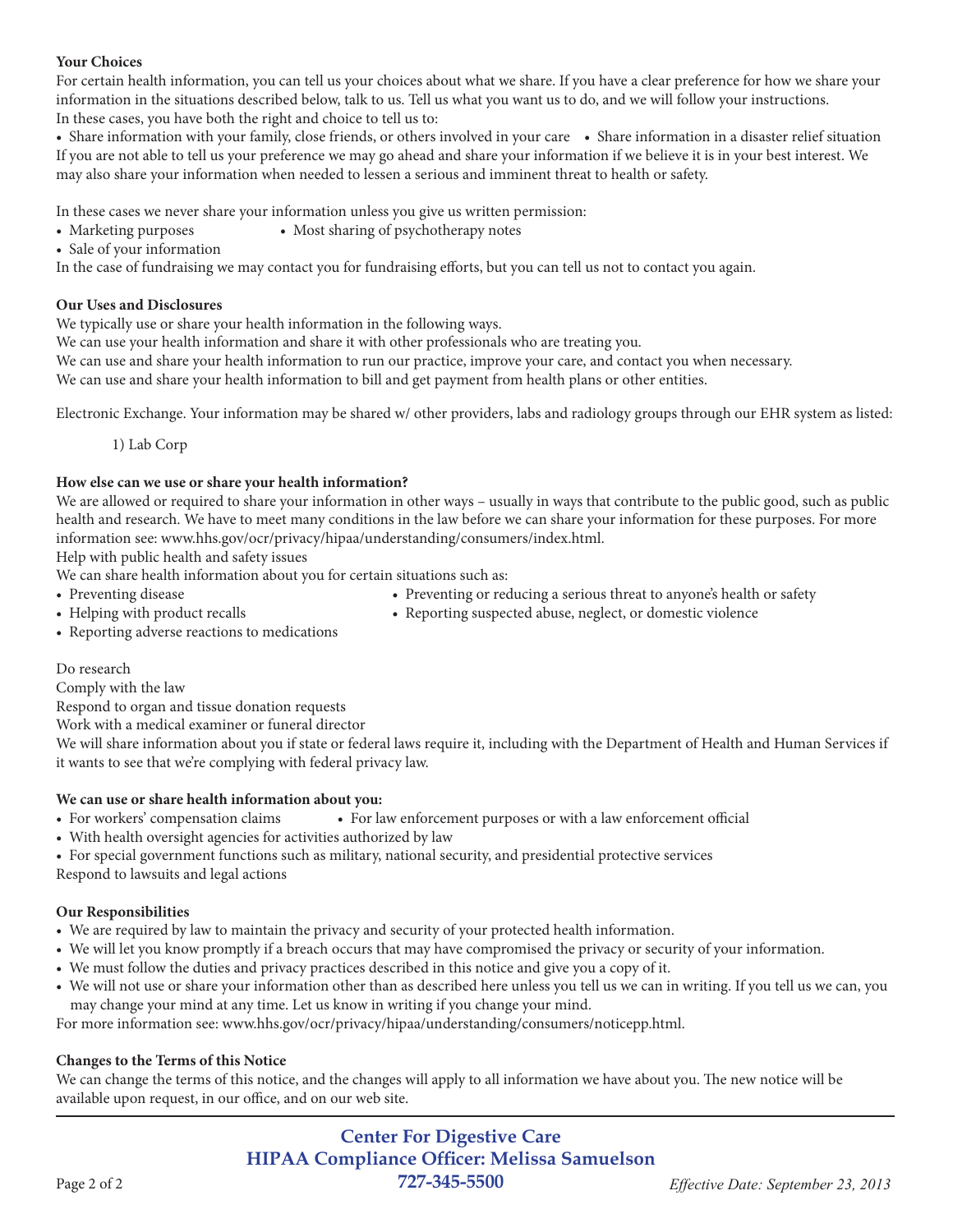**Your Choices**

For certain health information, you can tell us your choices about what we share. If you have a clear preference for how we share your information in the situations described below, talk to us. Tell us what you want us to do, and we will follow your instructions.
In these cases, you have both the right and choice to tell us to:

- Share information with your family, close friends, or others involved in your care
- Share information in a disaster relief situation

If you are not able to tell us your preference we may go ahead and share your information if we believe it is in your best interest. We may also share your information when needed to lessen a serious and imminent threat to health or safety.

In these cases we never share your information unless you give us written permission:

- Marketing purposes
- Most sharing of psychotherapy notes
- Sale of your information

In the case of fundraising we may contact you for fundraising efforts, but you can tell us not to contact you again.

**Our Uses and Disclosures**

We typically use or share your health information in the following ways.
We can use your health information and share it with other professionals who are treating you.
We can use and share your health information to run our practice, improve your care, and contact you when necessary.
We can use and share your health information to bill and get payment from health plans or other entities.

Electronic Exchange. Your information may be shared w/ other providers, labs and radiology groups through our EHR system as listed:

1) Lab Corp

**How else can we use or share your health information?**

We are allowed or required to share your information in other ways – usually in ways that contribute to the public good, such as public health and research. We have to meet many conditions in the law before we can share your information for these purposes. For more information see: www.hhs.gov/ocr/privacy/hipaa/understanding/consumers/index.html.
Help with public health and safety issues
We can share health information about you for certain situations such as:

- Preventing disease
- Helping with product recalls
- Reporting adverse reactions to medications
- Preventing or reducing a serious threat to anyone's health or safety
- Reporting suspected abuse, neglect, or domestic violence

Do research
Comply with the law
Respond to organ and tissue donation requests
Work with a medical examiner or funeral director
We will share information about you if state or federal laws require it, including with the Department of Health and Human Services if it wants to see that we're complying with federal privacy law.

**We can use or share health information about you:**

- For workers' compensation claims
- For law enforcement purposes or with a law enforcement official
- With health oversight agencies for activities authorized by law
- For special government functions such as military, national security, and presidential protective services

Respond to lawsuits and legal actions

**Our Responsibilities**

- We are required by law to maintain the privacy and security of your protected health information.
- We will let you know promptly if a breach occurs that may have compromised the privacy or security of your information.
- We must follow the duties and privacy practices described in this notice and give you a copy of it.
- We will not use or share your information other than as described here unless you tell us we can in writing. If you tell us we can, you may change your mind at any time. Let us know in writing if you change your mind.

For more information see: www.hhs.gov/ocr/privacy/hipaa/understanding/consumers/noticepp.html.

**Changes to the Terms of this Notice**

We can change the terms of this notice, and the changes will apply to all information we have about you. The new notice will be available upon request, in our office, and on our web site.

---

**Center For Digestive Care**
**HIPAA Compliance Officer: Melissa Samuelson**
**727-345-5500**

*Effective Date: September 23, 2013*